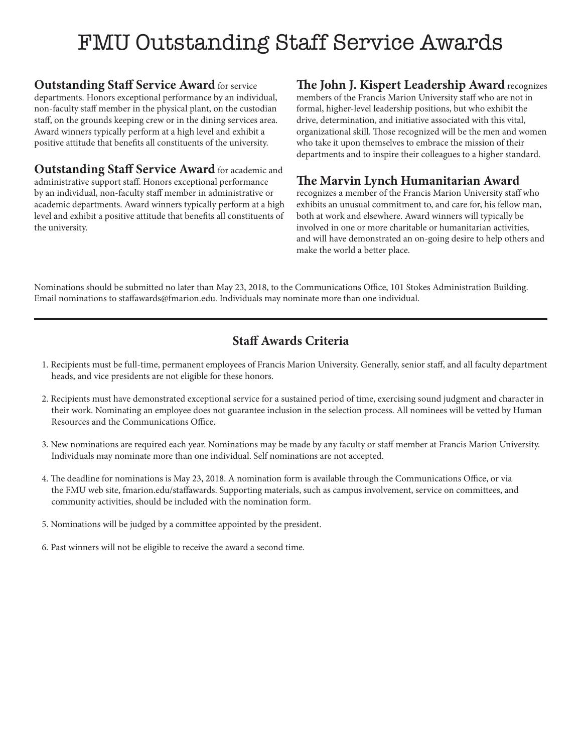# FMU Outstanding Staff Service Awards

**Outstanding Staff Service Award** for service departments. Honors exceptional performance by an individual, non-faculty staff member in the physical plant, on the custodian staff, on the grounds keeping crew or in the dining services area. Award winners typically perform at a high level and exhibit a positive attitude that benefits all constituents of the university.

**Outstanding Staff Service Award** for academic and administrative support staff. Honors exceptional performance by an individual, non-faculty staff member in administrative or academic departments. Award winners typically perform at a high level and exhibit a positive attitude that benefits all constituents of the university.

**The John J. Kispert Leadership Award** recognizes members of the Francis Marion University staff who are not in formal, higher-level leadership positions, but who exhibit the drive, determination, and initiative associated with this vital, organizational skill. Those recognized will be the men and women who take it upon themselves to embrace the mission of their departments and to inspire their colleagues to a higher standard.

**The Marvin Lynch Humanitarian Award** recognizes a member of the Francis Marion University staff who exhibits an unusual commitment to, and care for, his fellow man, both at work and elsewhere. Award winners will typically be involved in one or more charitable or humanitarian activities, and will have demonstrated an on-going desire to help others and make the world a better place.

Nominations should be submitted no later than May 23, 2018, to the Communications Office, 101 Stokes Administration Building. Email nominations to staffawards@fmarion.edu. Individuals may nominate more than one individual.

---

## Staff Awards Criteria

1. Recipients must be full-time, permanent employees of Francis Marion University. Generally, senior staff, and all faculty department heads, and vice presidents are not eligible for these honors.

2. Recipients must have demonstrated exceptional service for a sustained period of time, exercising sound judgment and character in their work. Nominating an employee does not guarantee inclusion in the selection process. All nominees will be vetted by Human Resources and the Communications Office.

3. New nominations are required each year. Nominations may be made by any faculty or staff member at Francis Marion University. Individuals may nominate more than one individual. Self nominations are not accepted.

4. The deadline for nominations is May 23, 2018. A nomination form is available through the Communications Office, or via the FMU web site, fmarion.edu/staffawards. Supporting materials, such as campus involvement, service on committees, and community activities, should be included with the nomination form.

5. Nominations will be judged by a committee appointed by the president.

6. Past winners will not be eligible to receive the award a second time.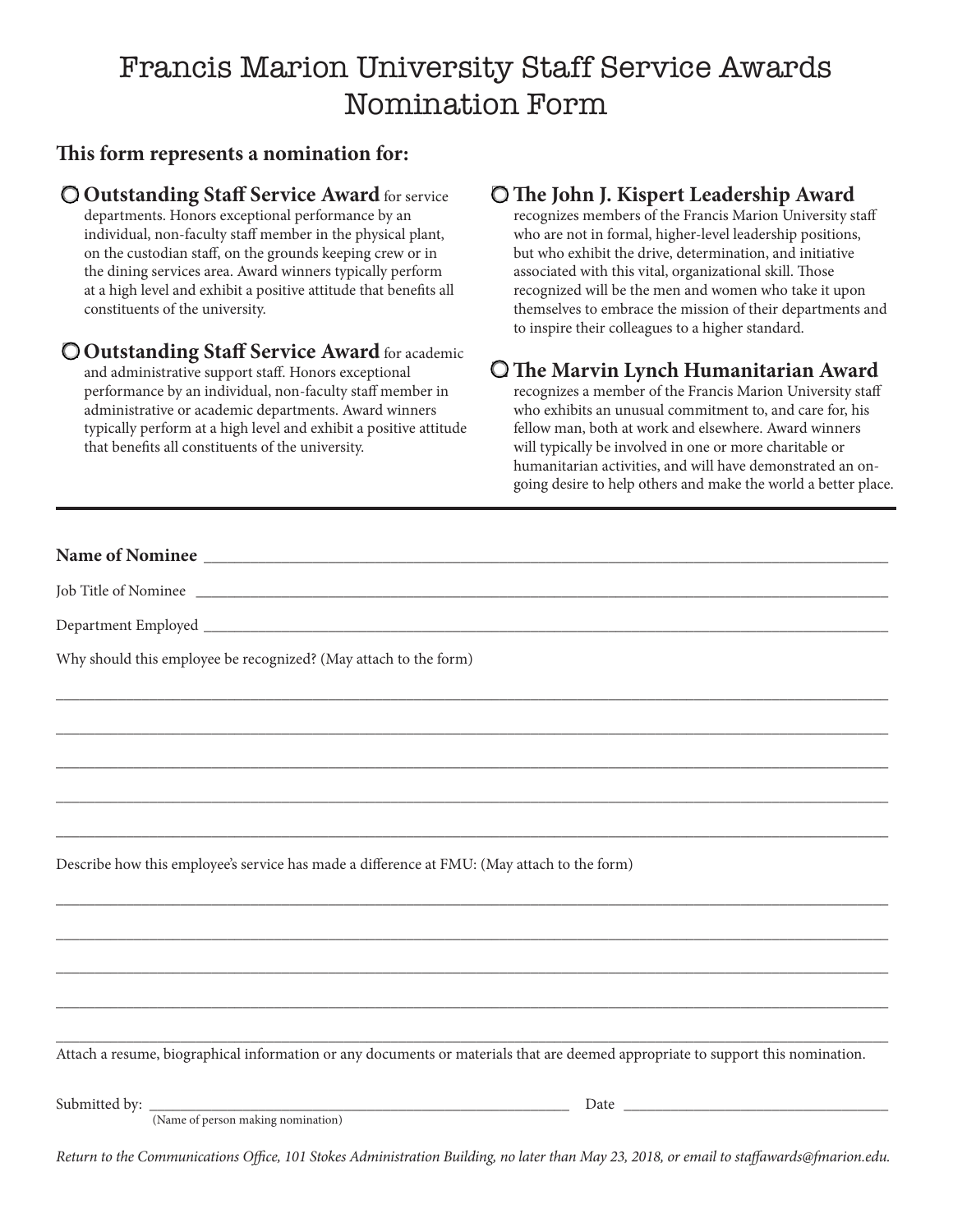# Francis Marion University Staff Service Awards Nomination Form

**This form represents a nomination for:**

- ○ **Outstanding Staff Service Award** for service departments. Honors exceptional performance by an individual, non-faculty staff member in the physical plant, on the custodian staff, on the grounds keeping crew or in the dining services area. Award winners typically perform at a high level and exhibit a positive attitude that benefits all constituents of the university.

- ○ **Outstanding Staff Service Award** for academic and administrative support staff. Honors exceptional performance by an individual, non-faculty staff member in administrative or academic departments. Award winners typically perform at a high level and exhibit a positive attitude that benefits all constituents of the university.

- ○ **The John J. Kispert Leadership Award** recognizes members of the Francis Marion University staff who are not in formal, higher-level leadership positions, but who exhibit the drive, determination, and initiative associated with this vital, organizational skill. Those recognized will be the men and women who take it upon themselves to embrace the mission of their departments and to inspire their colleagues to a higher standard.

- ○ **The Marvin Lynch Humanitarian Award** recognizes a member of the Francis Marion University staff who exhibits an unusual commitment to, and care for, his fellow man, both at work and elsewhere. Award winners will typically be involved in one or more charitable or humanitarian activities, and will have demonstrated an on-going desire to help others and make the world a better place.

---

**Name of Nominee** ______________________________

Job Title of Nominee ______________________________

Department Employed ______________________________

Why should this employee be recognized? (May attach to the form)

______________________________

______________________________

______________________________

______________________________

______________________________

Describe how this employee's service has made a difference at FMU: (May attach to the form)

______________________________

______________________________

______________________________

______________________________

______________________________

Attach a resume, biographical information or any documents or materials that are deemed appropriate to support this nomination.

Submitted by: ______________________________ Date ______________________________
(Name of person making nomination)

*Return to the Communications Office, 101 Stokes Administration Building, no later than May 23, 2018, or email to staffawards@fmarion.edu.*